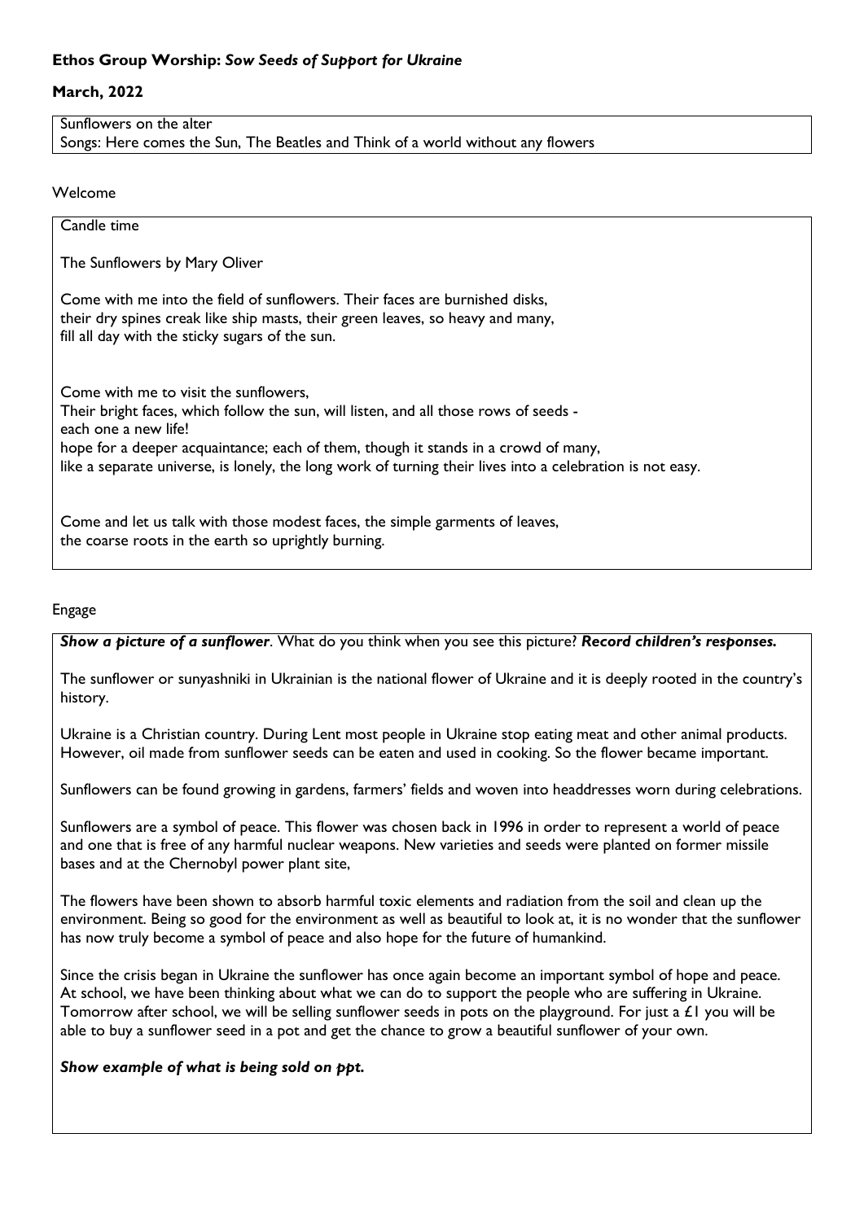**Ethos Group Worship:** ***Sow Seeds of Support for Ukraine***

**March, 2022**

Sunflowers on the alter
Songs: Here comes the Sun, The Beatles and Think of a world without any flowers

Welcome

Candle time

The Sunflowers by Mary Oliver

Come with me into the field of sunflowers. Their faces are burnished disks,
their dry spines creak like ship masts, their green leaves, so heavy and many,
fill all day with the sticky sugars of the sun.

Come with me to visit the sunflowers,
Their bright faces, which follow the sun, will listen, and all those rows of seeds -
each one a new life!
hope for a deeper acquaintance; each of them, though it stands in a crowd of many,
like a separate universe, is lonely, the long work of turning their lives into a celebration is not easy.

Come and let us talk with those modest faces, the simple garments of leaves,
the coarse roots in the earth so uprightly burning.

Engage

***Show a picture of a sunflower***. What do you think when you see this picture? ***Record children's responses.***

The sunflower or sunyashniki in Ukrainian is the national flower of Ukraine and it is deeply rooted in the country's history.

Ukraine is a Christian country. During Lent most people in Ukraine stop eating meat and other animal products. However, oil made from sunflower seeds can be eaten and used in cooking. So the flower became important.

Sunflowers can be found growing in gardens, farmers' fields and woven into headdresses worn during celebrations.

Sunflowers are a symbol of peace. This flower was chosen back in 1996 in order to represent a world of peace and one that is free of any harmful nuclear weapons. New varieties and seeds were planted on former missile bases and at the Chernobyl power plant site,

The flowers have been shown to absorb harmful toxic elements and radiation from the soil and clean up the environment. Being so good for the environment as well as beautiful to look at, it is no wonder that the sunflower has now truly become a symbol of peace and also hope for the future of humankind.

Since the crisis began in Ukraine the sunflower has once again become an important symbol of hope and peace. At school, we have been thinking about what we can do to support the people who are suffering in Ukraine. Tomorrow after school, we will be selling sunflower seeds in pots on the playground. For just a £1 you will be able to buy a sunflower seed in a pot and get the chance to grow a beautiful sunflower of your own.

***Show example of what is being sold on ppt.***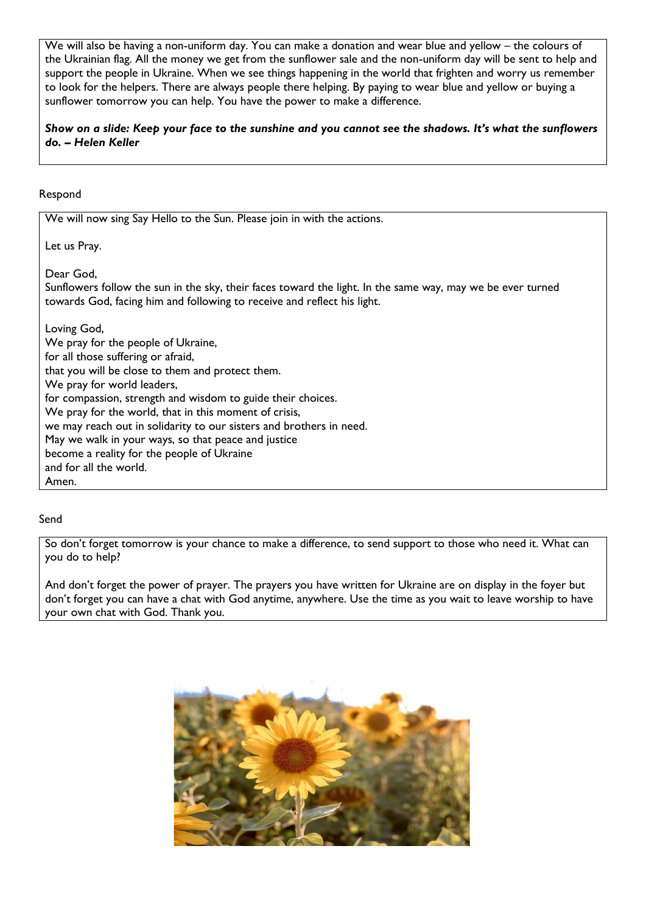We will also be having a non-uniform day. You can make a donation and wear blue and yellow – the colours of the Ukrainian flag. All the money we get from the sunflower sale and the non-uniform day will be sent to help and support the people in Ukraine. When we see things happening in the world that frighten and worry us remember to look for the helpers. There are always people there helping. By paying to wear blue and yellow or buying a sunflower tomorrow you can help. You have the power to make a difference.

***Show on a slide: Keep your face to the sunshine and you cannot see the shadows. It's what the sunflowers do. – Helen Keller***

Respond

We will now sing Say Hello to the Sun. Please join in with the actions.

Let us Pray.

Dear God,
Sunflowers follow the sun in the sky, their faces toward the light. In the same way, may we be ever turned towards God, facing him and following to receive and reflect his light.

Loving God,
We pray for the people of Ukraine,
for all those suffering or afraid,
that you will be close to them and protect them.
We pray for world leaders,
for compassion, strength and wisdom to guide their choices.
We pray for the world, that in this moment of crisis,
we may reach out in solidarity to our sisters and brothers in need.
May we walk in your ways, so that peace and justice
become a reality for the people of Ukraine
and for all the world.
Amen.

Send

So don't forget tomorrow is your chance to make a difference, to send support to those who need it. What can you do to help?

And don't forget the power of prayer. The prayers you have written for Ukraine are on display in the foyer but don't forget you can have a chat with God anytime, anywhere. Use the time as you wait to leave worship to have your own chat with God. Thank you.